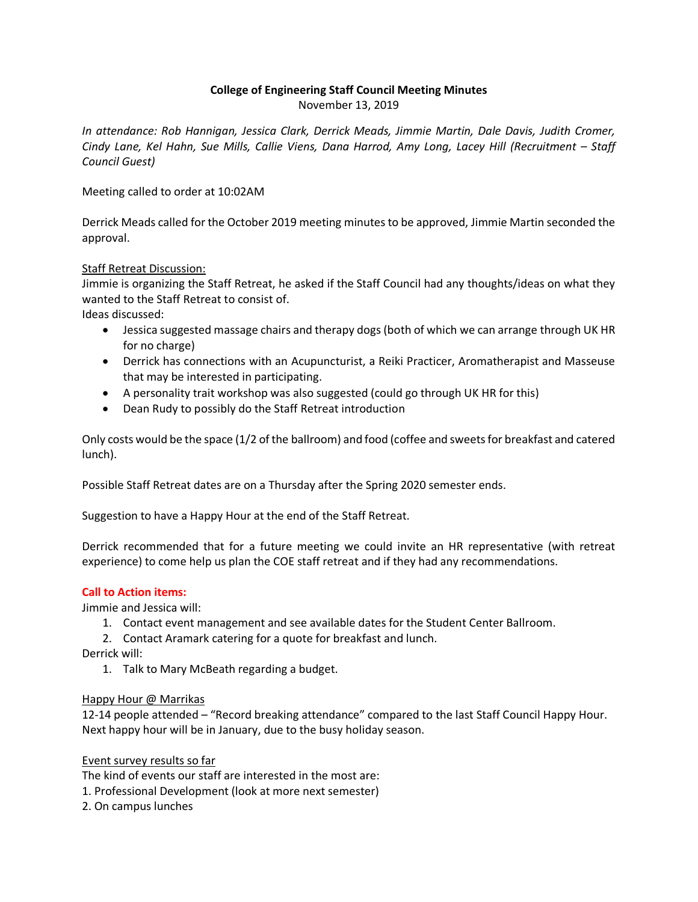**College of Engineering Staff Council Meeting Minutes**

November 13, 2019

*In attendance: Rob Hannigan, Jessica Clark, Derrick Meads, Jimmie Martin, Dale Davis, Judith Cromer, Cindy Lane, Kel Hahn, Sue Mills, Callie Viens, Dana Harrod, Amy Long, Lacey Hill (Recruitment – Staff Council Guest)*

Meeting called to order at 10:02AM

Derrick Meads called for the October 2019 meeting minutes to be approved, Jimmie Martin seconded the approval.

<u>Staff Retreat Discussion:</u>

Jimmie is organizing the Staff Retreat, he asked if the Staff Council had any thoughts/ideas on what they wanted to the Staff Retreat to consist of.

Ideas discussed:

- Jessica suggested massage chairs and therapy dogs (both of which we can arrange through UK HR for no charge)
- Derrick has connections with an Acupuncturist, a Reiki Practicer, Aromatherapist and Masseuse that may be interested in participating.
- A personality trait workshop was also suggested (could go through UK HR for this)
- Dean Rudy to possibly do the Staff Retreat introduction

Only costs would be the space (1/2 of the ballroom) and food (coffee and sweets for breakfast and catered lunch).

Possible Staff Retreat dates are on a Thursday after the Spring 2020 semester ends.

Suggestion to have a Happy Hour at the end of the Staff Retreat.

Derrick recommended that for a future meeting we could invite an HR representative (with retreat experience) to come help us plan the COE staff retreat and if they had any recommendations.

**Call to Action items:**

Jimmie and Jessica will:

1. Contact event management and see available dates for the Student Center Ballroom.
2. Contact Aramark catering for a quote for breakfast and lunch.

Derrick will:

1. Talk to Mary McBeath regarding a budget.

<u>Happy Hour @ Marrikas</u>

12-14 people attended – "Record breaking attendance" compared to the last Staff Council Happy Hour. Next happy hour will be in January, due to the busy holiday season.

<u>Event survey results so far</u>

The kind of events our staff are interested in the most are:

1. Professional Development (look at more next semester)
2. On campus lunches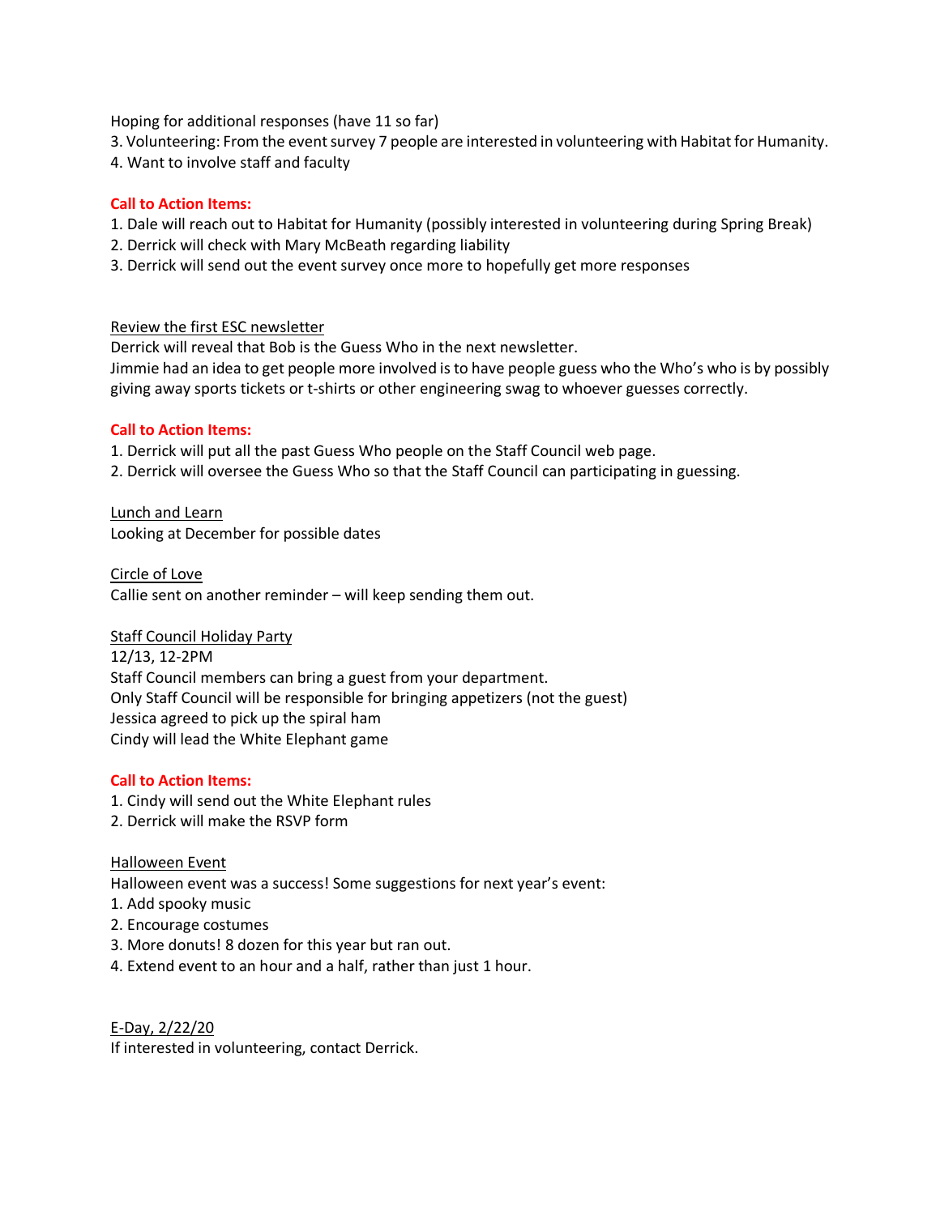Hoping for additional responses (have 11 so far)

3. Volunteering: From the event survey 7 people are interested in volunteering with Habitat for Humanity.
4. Want to involve staff and faculty

**Call to Action Items:**

1. Dale will reach out to Habitat for Humanity (possibly interested in volunteering during Spring Break)
2. Derrick will check with Mary McBeath regarding liability
3. Derrick will send out the event survey once more to hopefully get more responses

<u>Review the first ESC newsletter</u>

Derrick will reveal that Bob is the Guess Who in the next newsletter.
Jimmie had an idea to get people more involved is to have people guess who the Who's who is by possibly giving away sports tickets or t-shirts or other engineering swag to whoever guesses correctly.

**Call to Action Items:**

1. Derrick will put all the past Guess Who people on the Staff Council web page.
2. Derrick will oversee the Guess Who so that the Staff Council can participating in guessing.

<u>Lunch and Learn</u>

Looking at December for possible dates

<u>Circle of Love</u>

Callie sent on another reminder – will keep sending them out.

<u>Staff Council Holiday Party</u>

12/13, 12-2PM
Staff Council members can bring a guest from your department.
Only Staff Council will be responsible for bringing appetizers (not the guest)
Jessica agreed to pick up the spiral ham
Cindy will lead the White Elephant game

**Call to Action Items:**

1. Cindy will send out the White Elephant rules
2. Derrick will make the RSVP form

<u>Halloween Event</u>

Halloween event was a success! Some suggestions for next year's event:

1. Add spooky music
2. Encourage costumes
3. More donuts! 8 dozen for this year but ran out.
4. Extend event to an hour and a half, rather than just 1 hour.

<u>E-Day, 2/22/20</u>

If interested in volunteering, contact Derrick.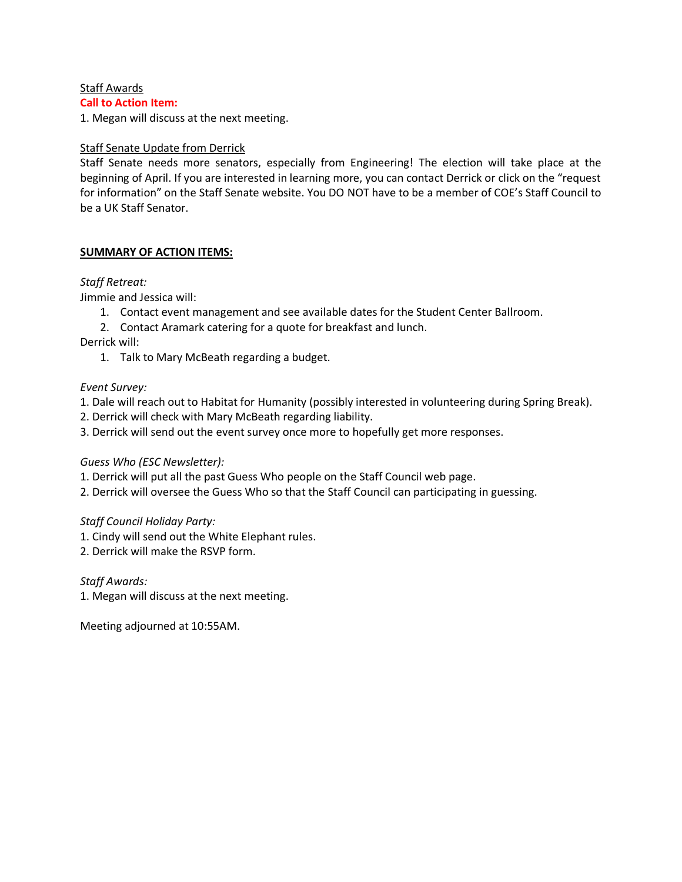Staff Awards

**Call to Action Item:**

1. Megan will discuss at the next meeting.

Staff Senate Update from Derrick

Staff Senate needs more senators, especially from Engineering! The election will take place at the beginning of April. If you are interested in learning more, you can contact Derrick or click on the "request for information" on the Staff Senate website. You DO NOT have to be a member of COE's Staff Council to be a UK Staff Senator.

**SUMMARY OF ACTION ITEMS:**

*Staff Retreat:*

Jimmie and Jessica will:

1. Contact event management and see available dates for the Student Center Ballroom.
2. Contact Aramark catering for a quote for breakfast and lunch.

Derrick will:

1. Talk to Mary McBeath regarding a budget.

*Event Survey:*

1. Dale will reach out to Habitat for Humanity (possibly interested in volunteering during Spring Break).
2. Derrick will check with Mary McBeath regarding liability.
3. Derrick will send out the event survey once more to hopefully get more responses.

*Guess Who (ESC Newsletter):*

1. Derrick will put all the past Guess Who people on the Staff Council web page.
2. Derrick will oversee the Guess Who so that the Staff Council can participating in guessing.

*Staff Council Holiday Party:*

1. Cindy will send out the White Elephant rules.
2. Derrick will make the RSVP form.

*Staff Awards:*

1. Megan will discuss at the next meeting.

Meeting adjourned at 10:55AM.